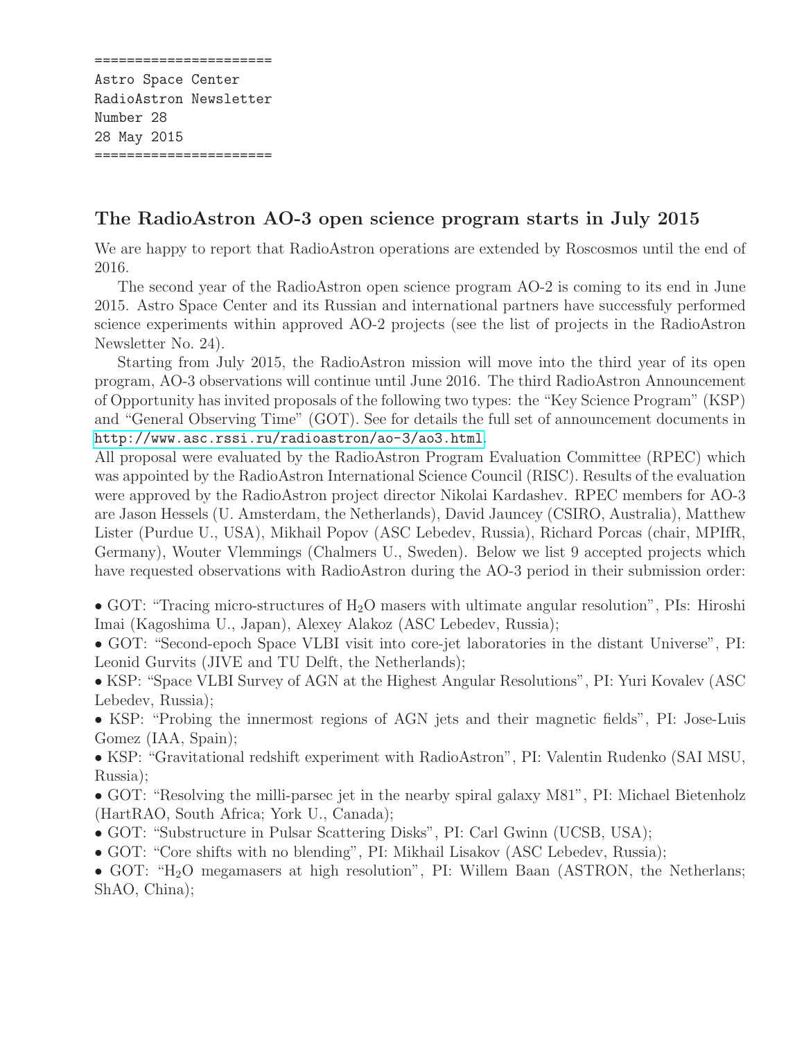```
=====================
Astro Space Center
RadioAstron Newsletter
Number 28
28 May 2015
=====================
```

## The RadioAstron AO-3 open science program starts in July 2015

We are happy to report that RadioAstron operations are extended by Roscosmos until the end of 2016.

The second year of the RadioAstron open science program AO-2 is coming to its end in June 2015. Astro Space Center and its Russian and international partners have successfuly performed science experiments within approved AO-2 projects (see the list of projects in the RadioAstron Newsletter No. 24).

Starting from July 2015, the RadioAstron mission will move into the third year of its open program, AO-3 observations will continue until June 2016. The third RadioAstron Announcement of Opportunity has invited proposals of the following two types: the "Key Science Program" (KSP) and "General Observing Time" (GOT). See for details the full set of announcement documents in http://www.asc.rssi.ru/radioastron/ao-3/ao3.html.

All proposal were evaluated by the RadioAstron Program Evaluation Committee (RPEC) which was appointed by the RadioAstron International Science Council (RISC). Results of the evaluation were approved by the RadioAstron project director Nikolai Kardashev. RPEC members for AO-3 are Jason Hessels (U. Amsterdam, the Netherlands), David Jauncey (CSIRO, Australia), Matthew Lister (Purdue U., USA), Mikhail Popov (ASC Lebedev, Russia), Richard Porcas (chair, MPIfR, Germany), Wouter Vlemmings (Chalmers U., Sweden). Below we list 9 accepted projects which have requested observations with RadioAstron during the AO-3 period in their submission order:

- GOT: "Tracing micro-structures of $H_2O$ masers with ultimate angular resolution", PIs: Hiroshi Imai (Kagoshima U., Japan), Alexey Alakoz (ASC Lebedev, Russia);
- GOT: "Second-epoch Space VLBI visit into core-jet laboratories in the distant Universe", PI: Leonid Gurvits (JIVE and TU Delft, the Netherlands);
- KSP: "Space VLBI Survey of AGN at the Highest Angular Resolutions", PI: Yuri Kovalev (ASC Lebedev, Russia);
- KSP: "Probing the innermost regions of AGN jets and their magnetic fields", PI: Jose-Luis Gomez (IAA, Spain);
- KSP: "Gravitational redshift experiment with RadioAstron", PI: Valentin Rudenko (SAI MSU, Russia);
- GOT: "Resolving the milli-parsec jet in the nearby spiral galaxy M81", PI: Michael Bietenholz (HartRAO, South Africa; York U., Canada);
- GOT: "Substructure in Pulsar Scattering Disks", PI: Carl Gwinn (UCSB, USA);
- GOT: "Core shifts with no blending", PI: Mikhail Lisakov (ASC Lebedev, Russia);
- GOT: "$H_2O$ megamasers at high resolution", PI: Willem Baan (ASTRON, the Netherlans; ShAO, China);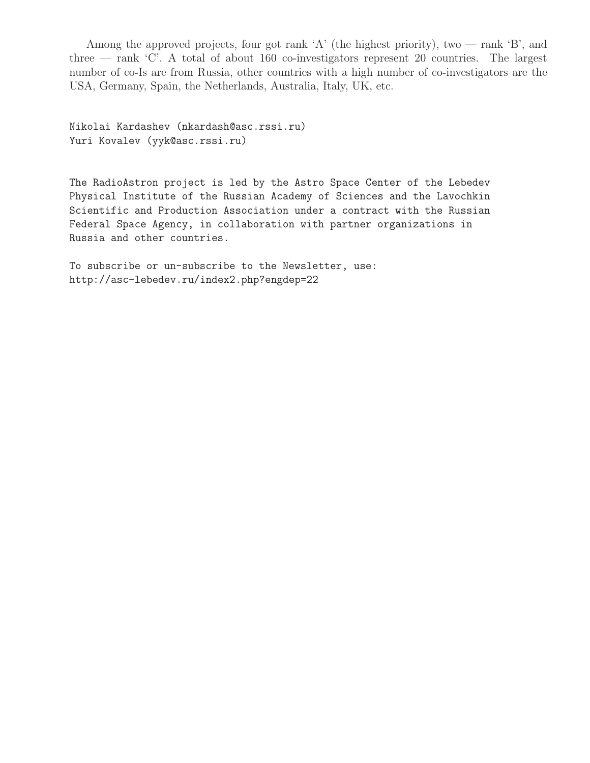Among the approved projects, four got rank 'A' (the highest priority), two — rank 'B', and three — rank 'C'. A total of about 160 co-investigators represent 20 countries. The largest number of co-Is are from Russia, other countries with a high number of co-investigators are the USA, Germany, Spain, the Netherlands, Australia, Italy, UK, etc.

```
Nikolai Kardashev (nkardash@asc.rssi.ru)
Yuri Kovalev (yyk@asc.rssi.ru)
```

```
The RadioAstron project is led by the Astro Space Center of the Lebedev
Physical Institute of the Russian Academy of Sciences and the Lavochkin
Scientific and Production Association under a contract with the Russian
Federal Space Agency, in collaboration with partner organizations in
Russia and other countries.

To subscribe or un-subscribe to the Newsletter, use:
http://asc-lebedev.ru/index2.php?engdep=22
```